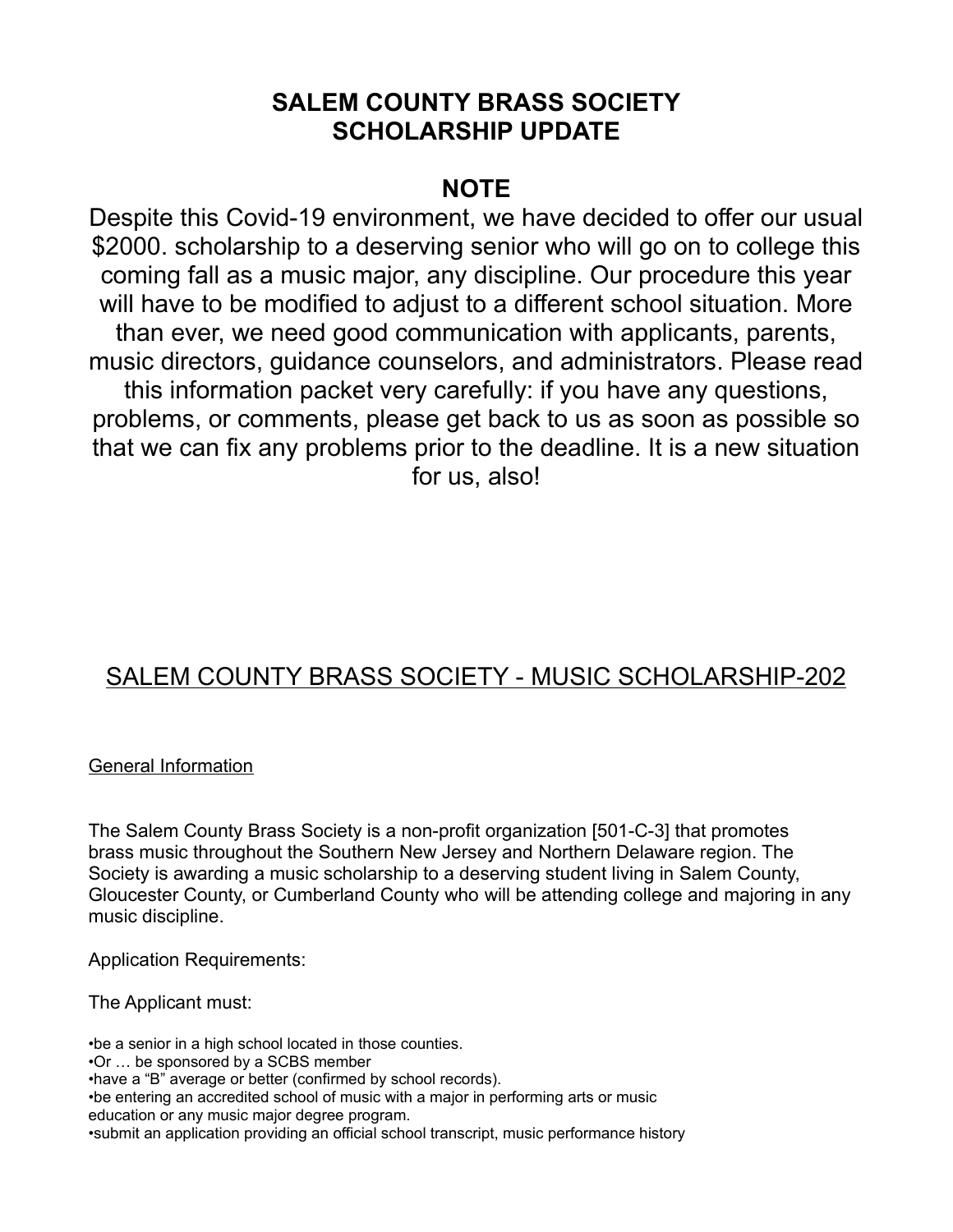# SALEM COUNTY BRASS SOCIETY
# SCHOLARSHIP UPDATE

## NOTE

Despite this Covid-19 environment, we have decided to offer our usual $2000. scholarship to a deserving senior who will go on to college this coming fall as a music major, any discipline. Our procedure this year will have to be modified to adjust to a different school situation. More than ever, we need good communication with applicants, parents, music directors, guidance counselors, and administrators. Please read this information packet very carefully: if you have any questions, problems, or comments, please get back to us as soon as possible so that we can fix any problems prior to the deadline. It is a new situation for us, also!

## SALEM COUNTY BRASS SOCIETY - MUSIC SCHOLARSHIP-202

### General Information

The Salem County Brass Society is a non-profit organization [501-C-3] that promotes brass music throughout the Southern New Jersey and Northern Delaware region. The Society is awarding a music scholarship to a deserving student living in Salem County, Gloucester County, or Cumberland County who will be attending college and majoring in any music discipline.

Application Requirements:

The Applicant must:

- be a senior in a high school located in those counties.
- Or … be sponsored by a SCBS member
- have a "B" average or better (confirmed by school records).
- be entering an accredited school of music with a major in performing arts or music education or any music major degree program.
- submit an application providing an official school transcript, music performance history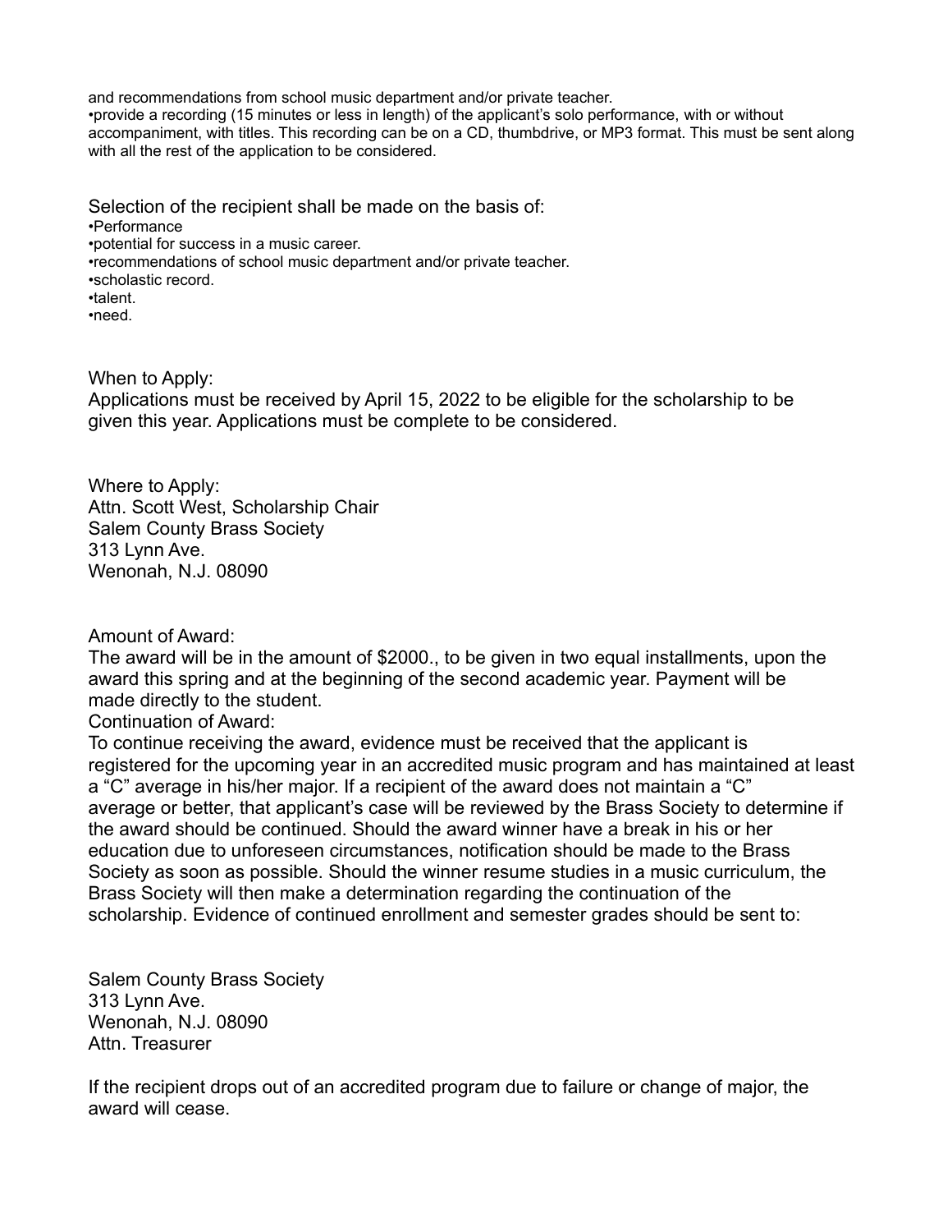and recommendations from school music department and/or private teacher.

•provide a recording (15 minutes or less in length) of the applicant's solo performance, with or without accompaniment, with titles. This recording can be on a CD, thumbdrive, or MP3 format. This must be sent along with all the rest of the application to be considered.

Selection of the recipient shall be made on the basis of:

•Performance
•potential for success in a music career.
•recommendations of school music department and/or private teacher.
•scholastic record.
•talent.
•need.

When to Apply:

Applications must be received by April 15, 2022 to be eligible for the scholarship to be given this year. Applications must be complete to be considered.

Where to Apply:

Attn. Scott West, Scholarship Chair
Salem County Brass Society
313 Lynn Ave.
Wenonah, N.J. 08090

Amount of Award:

The award will be in the amount of $2000., to be given in two equal installments, upon the award this spring and at the beginning of the second academic year. Payment will be made directly to the student.

Continuation of Award:

To continue receiving the award, evidence must be received that the applicant is registered for the upcoming year in an accredited music program and has maintained at least a "C" average in his/her major. If a recipient of the award does not maintain a "C" average or better, that applicant's case will be reviewed by the Brass Society to determine if the award should be continued. Should the award winner have a break in his or her education due to unforeseen circumstances, notification should be made to the Brass Society as soon as possible. Should the winner resume studies in a music curriculum, the Brass Society will then make a determination regarding the continuation of the scholarship. Evidence of continued enrollment and semester grades should be sent to:

Salem County Brass Society
313 Lynn Ave.
Wenonah, N.J. 08090
Attn. Treasurer

If the recipient drops out of an accredited program due to failure or change of major, the award will cease.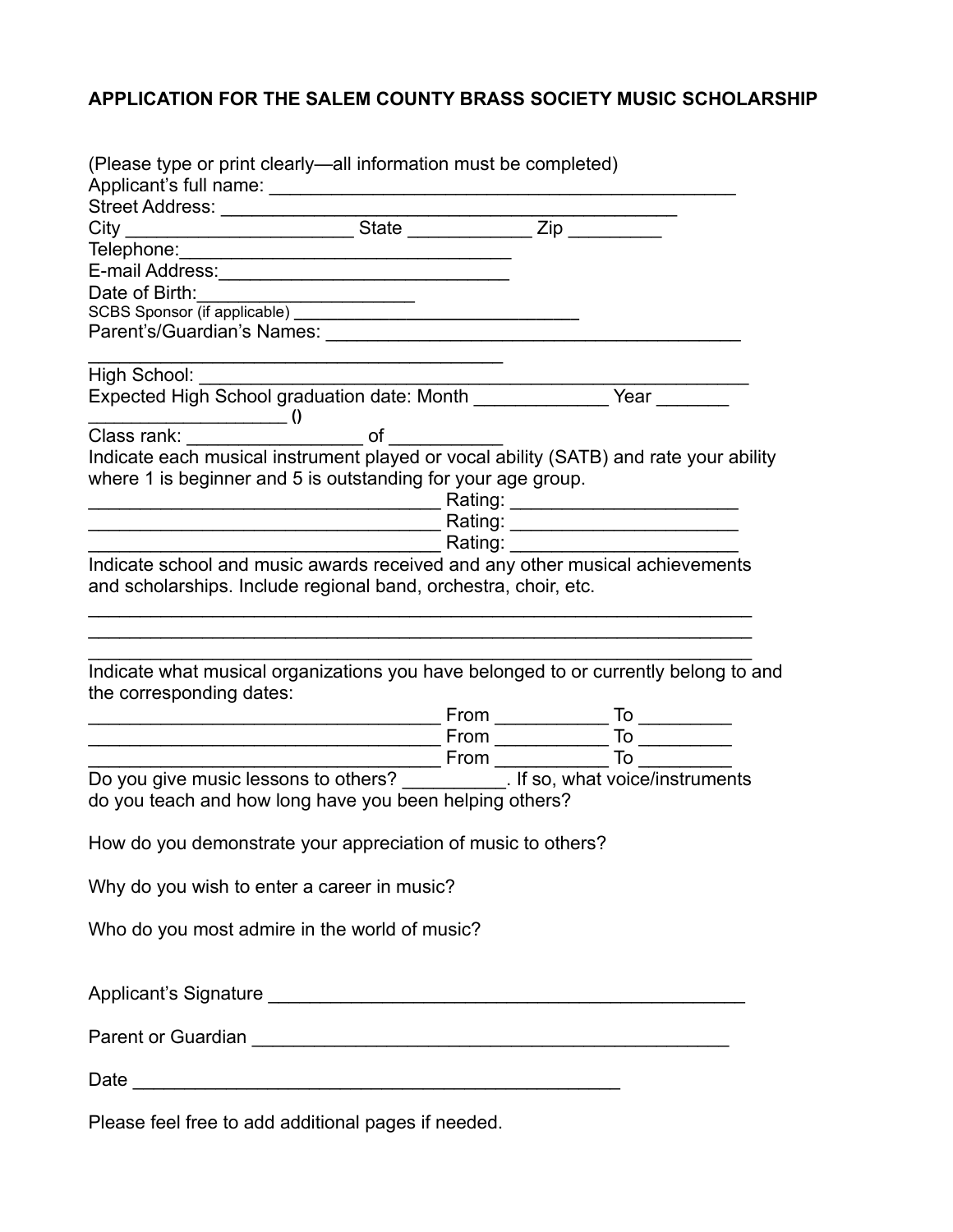# APPLICATION FOR THE SALEM COUNTY BRASS SOCIETY MUSIC SCHOLARSHIP

(Please type or print clearly—all information must be completed)

Applicant's full name: _______________________________________________

Street Address: _____________________________________________

City ______________________ State ____________ Zip _________

Telephone:_______________________________

E-mail Address:_____________________________

Date of Birth:____________________

SCBS Sponsor (if applicable) ______________________________

Parent's/Guardian's Names: ________________________________________

________________________________________

High School: __________________________________________________

Expected High School graduation date: Month _____________ Year _______

___________________ ()

Class rank: ________________ of __________

Indicate each musical instrument played or vocal ability (SATB) and rate your ability where 1 is beginner and 5 is outstanding for your age group.

_________________________________ Rating: _____________________

_________________________________ Rating: _____________________

_________________________________ Rating: _____________________

Indicate school and music awards received and any other musical achievements and scholarships. Include regional band, orchestra, choir, etc.

_______________________________________________________________

_______________________________________________________________

_______________________________________________________________

Indicate what musical organizations you have belonged to or currently belong to and the corresponding dates:

_________________________________ From __________ To _________

_________________________________ From __________ To _________

_________________________________ From __________ To _________

Do you give music lessons to others? __________. If so, what voice/instruments do you teach and how long have you been helping others?

How do you demonstrate your appreciation of music to others?

Why do you wish to enter a career in music?

Who do you most admire in the world of music?

Applicant's Signature _______________________________________________

Parent or Guardian _______________________________________________

Date ______________________________________________

Please feel free to add additional pages if needed.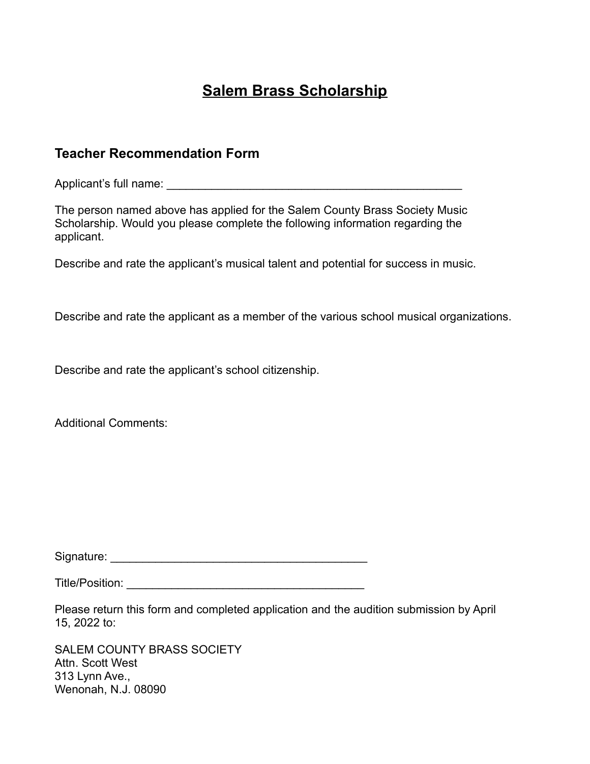# Salem Brass Scholarship

## Teacher Recommendation Form

Applicant's full name: _______________________________________________

The person named above has applied for the Salem County Brass Society Music Scholarship. Would you please complete the following information regarding the applicant.

Describe and rate the applicant's musical talent and potential for success in music.

Describe and rate the applicant as a member of the various school musical organizations.

Describe and rate the applicant's school citizenship.

Additional Comments:

Signature: _________________________________________

Title/Position: ______________________________________

Please return this form and completed application and the audition submission by April 15, 2022 to:

SALEM COUNTY BRASS SOCIETY  
Attn. Scott West  
313 Lynn Ave.,  
Wenonah, N.J. 08090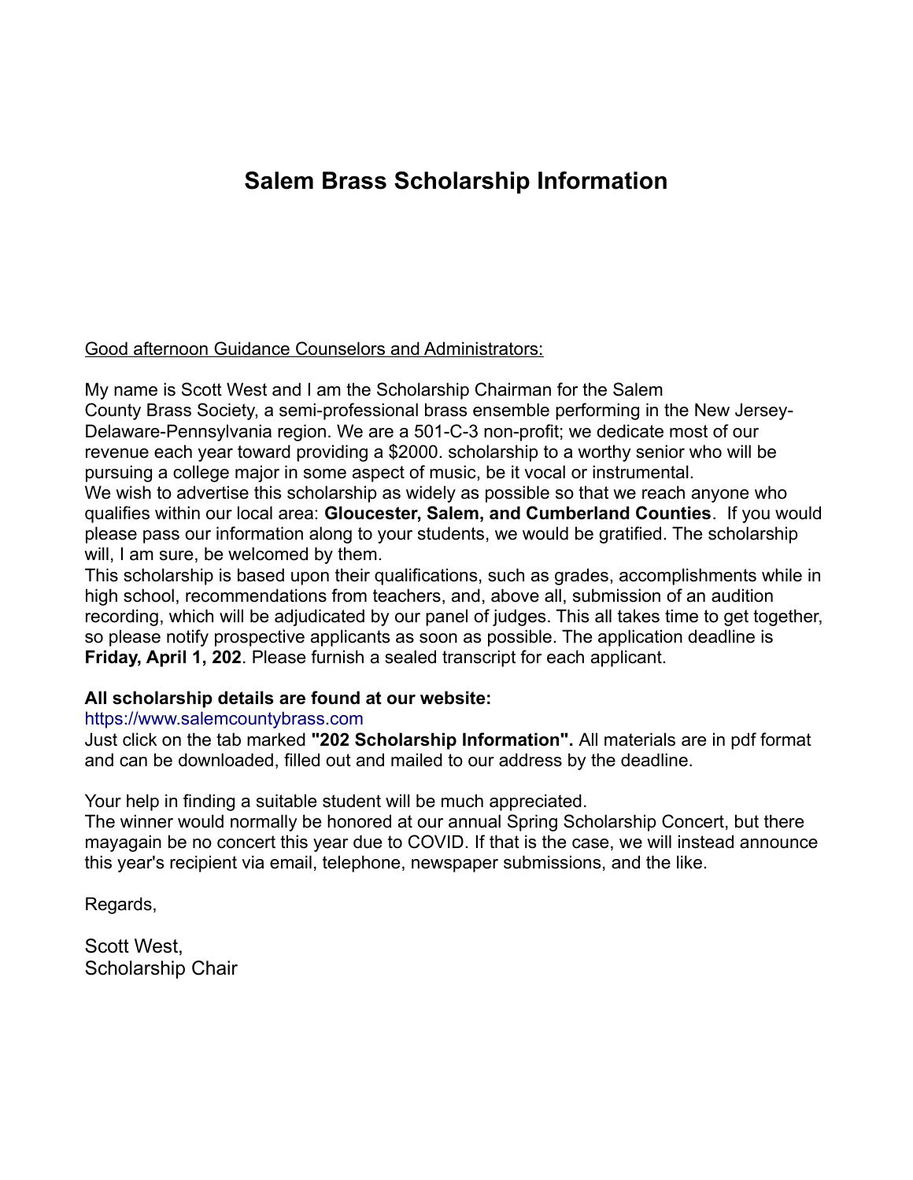# Salem Brass Scholarship Information

Good afternoon Guidance Counselors and Administrators:

My name is Scott West and I am the Scholarship Chairman for the Salem County Brass Society, a semi-professional brass ensemble performing in the New Jersey-Delaware-Pennsylvania region. We are a 501-C-3 non-profit; we dedicate most of our revenue each year toward providing a $2000. scholarship to a worthy senior who will be pursuing a college major in some aspect of music, be it vocal or instrumental.
We wish to advertise this scholarship as widely as possible so that we reach anyone who qualifies within our local area: **Gloucester, Salem, and Cumberland Counties**. If you would please pass our information along to your students, we would be gratified. The scholarship will, I am sure, be welcomed by them.
This scholarship is based upon their qualifications, such as grades, accomplishments while in high school, recommendations from teachers, and, above all, submission of an audition recording, which will be adjudicated by our panel of judges. This all takes time to get together, so please notify prospective applicants as soon as possible. The application deadline is **Friday, April 1, 202**. Please furnish a sealed transcript for each applicant.

**All scholarship details are found at our website:**
https://www.salemcountybrass.com
Just click on the tab marked **"202 Scholarship Information".** All materials are in pdf format and can be downloaded, filled out and mailed to our address by the deadline.

Your help in finding a suitable student will be much appreciated.
The winner would normally be honored at our annual Spring Scholarship Concert, but there mayagain be no concert this year due to COVID. If that is the case, we will instead announce this year's recipient via email, telephone, newspaper submissions, and the like.

Regards,

Scott West,
Scholarship Chair